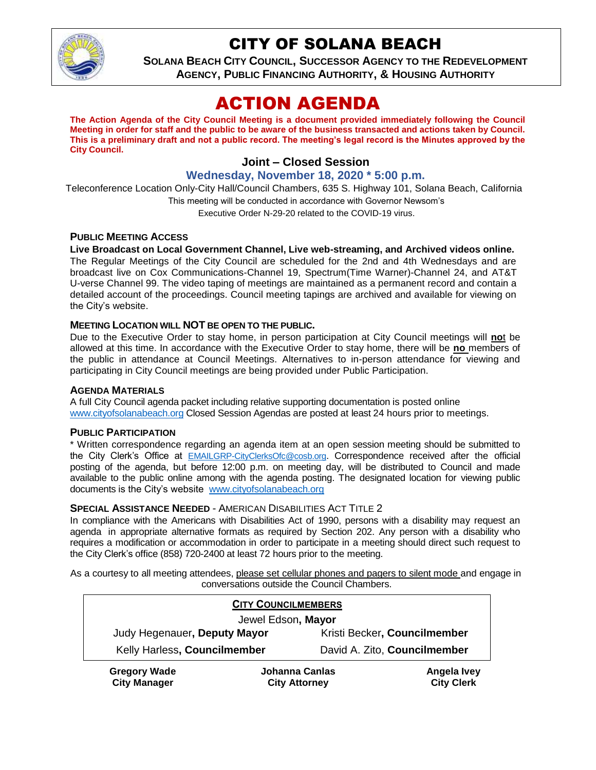# CITY OF SOLANA BEACH

**SOLANA BEACH CITY COUNCIL, SUCCESSOR AGENCY TO THE REDEVELOPMENT AGENCY, PUBLIC FINANCING AUTHORITY, & HOUSING AUTHORITY**

# ACTION AGENDA

**The Action Agenda of the City Council Meeting is a document provided immediately following the Council Meeting in order for staff and the public to be aware of the business transacted and actions taken by Council. This is a preliminary draft and not a public record. The meeting's legal record is the Minutes approved by the City Council.**

## Joint – Closed Session

### Wednesday, November 18, 2020 * 5:00 p.m.

Teleconference Location Only-City Hall/Council Chambers, 635 S. Highway 101, Solana Beach, California

This meeting will be conducted in accordance with Governor Newsom's Executive Order N-29-20 related to the COVID-19 virus.

### PUBLIC MEETING ACCESS

**Live Broadcast on Local Government Channel, Live web-streaming, and Archived videos online.**
The Regular Meetings of the City Council are scheduled for the 2nd and 4th Wednesdays and are broadcast live on Cox Communications-Channel 19, Spectrum(Time Warner)-Channel 24, and AT&T U-verse Channel 99. The video taping of meetings are maintained as a permanent record and contain a detailed account of the proceedings. Council meeting tapings are archived and available for viewing on the City's website.

### MEETING LOCATION WILL NOT BE OPEN TO THE PUBLIC.

Due to the Executive Order to stay home, in person participation at City Council meetings will **not** be allowed at this time. In accordance with the Executive Order to stay home, there will be **no** members of the public in attendance at Council Meetings. Alternatives to in-person attendance for viewing and participating in City Council meetings are being provided under Public Participation.

### AGENDA MATERIALS

A full City Council agenda packet including relative supporting documentation is posted online www.cityofsolanabeach.org Closed Session Agendas are posted at least 24 hours prior to meetings.

### PUBLIC PARTICIPATION

* Written correspondence regarding an agenda item at an open session meeting should be submitted to the City Clerk's Office at EMAILGRP-CityClerksOfc@cosb.org. Correspondence received after the official posting of the agenda, but before 12:00 p.m. on meeting day, will be distributed to Council and made available to the public online among with the agenda posting. The designated location for viewing public documents is the City's website www.cityofsolanabeach.org

### SPECIAL ASSISTANCE NEEDED - AMERICAN DISABILITIES ACT TITLE 2

In compliance with the Americans with Disabilities Act of 1990, persons with a disability may request an agenda in appropriate alternative formats as required by Section 202. Any person with a disability who requires a modification or accommodation in order to participate in a meeting should direct such request to the City Clerk's office (858) 720-2400 at least 72 hours prior to the meeting.

As a courtesy to all meeting attendees, please set cellular phones and pagers to silent mode and engage in conversations outside the Council Chambers.

**CITY COUNCILMEMBERS**

Jewel Edson, **Mayor**

Judy Hegenauer, **Deputy Mayor** | Kristi Becker, **Councilmember**

Kelly Harless, **Councilmember** | David A. Zito, **Councilmember**

**Gregory Wade**
**City Manager**

**Johanna Canlas**
**City Attorney**

**Angela Ivey**
**City Clerk**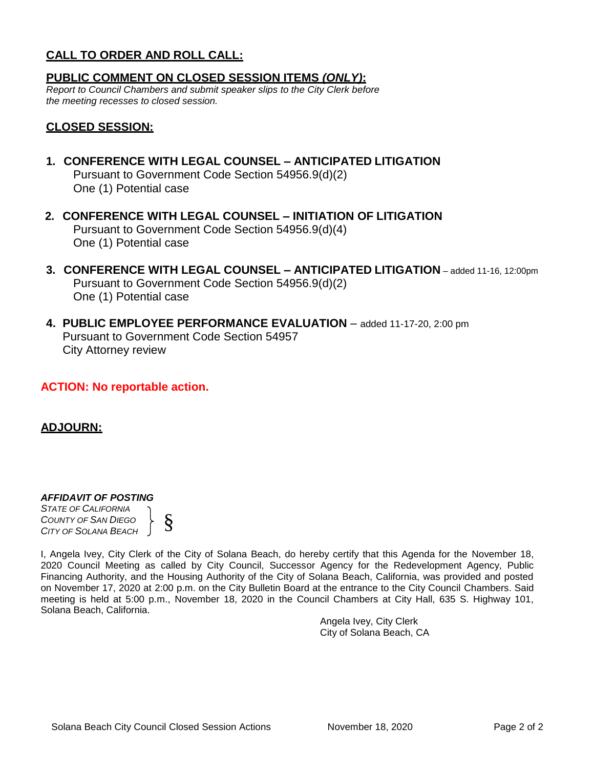## CALL TO ORDER AND ROLL CALL:

## PUBLIC COMMENT ON CLOSED SESSION ITEMS *(ONLY)*:

*Report to Council Chambers and submit speaker slips to the City Clerk before the meeting recesses to closed session.*

## CLOSED SESSION:

1. **CONFERENCE WITH LEGAL COUNSEL – ANTICIPATED LITIGATION**
   Pursuant to Government Code Section 54956.9(d)(2)
   One (1) Potential case

2. **CONFERENCE WITH LEGAL COUNSEL – INITIATION OF LITIGATION**
   Pursuant to Government Code Section 54956.9(d)(4)
   One (1) Potential case

3. **CONFERENCE WITH LEGAL COUNSEL – ANTICIPATED LITIGATION** – added 11-16, 12:00pm
   Pursuant to Government Code Section 54956.9(d)(2)
   One (1) Potential case

4. **PUBLIC EMPLOYEE PERFORMANCE EVALUATION** – added 11-17-20, 2:00 pm
   Pursuant to Government Code Section 54957
   City Attorney review

**ACTION: No reportable action.**

## ADJOURN:

***AFFIDAVIT OF POSTING***

*STATE OF CALIFORNIA*
*COUNTY OF SAN DIEGO* } §
*CITY OF SOLANA BEACH*

I, Angela Ivey, City Clerk of the City of Solana Beach, do hereby certify that this Agenda for the November 18, 2020 Council Meeting as called by City Council, Successor Agency for the Redevelopment Agency, Public Financing Authority, and the Housing Authority of the City of Solana Beach, California, was provided and posted on November 17, 2020 at 2:00 p.m. on the City Bulletin Board at the entrance to the City Council Chambers. Said meeting is held at 5:00 p.m., November 18, 2020 in the Council Chambers at City Hall, 635 S. Highway 101, Solana Beach, California.

Angela Ivey, City Clerk
City of Solana Beach, CA